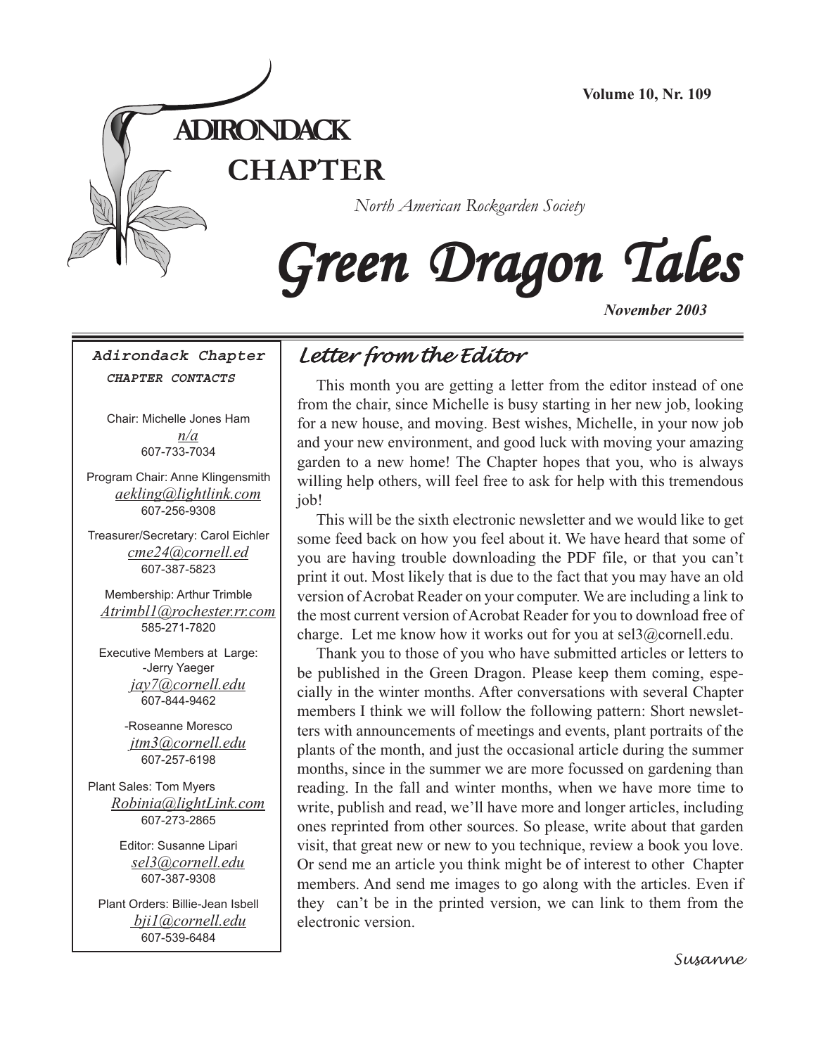Volume 10, Nr. 109

# ADIRONDACK CHAPTER

*North American Rockgarden Society*

# Green Dragon Tales

***November 2003***

## Letter from the Editor

This month you are getting a letter from the editor instead of one from the chair, since Michelle is busy starting in her new job, looking for a new house, and moving. Best wishes, Michelle, in your now job and your new environment, and good luck with moving your amazing garden to a new home! The Chapter hopes that you, who is always willing help others, will feel free to ask for help with this tremendous job!

This will be the sixth electronic newsletter and we would like to get some feed back on how you feel about it. We have heard that some of you are having trouble downloading the PDF file, or that you can't print it out. Most likely that is due to the fact that you may have an old version of Acrobat Reader on your computer. We are including a link to the most current version of Acrobat Reader for you to download free of charge. Let me know how it works out for you at sel3@cornell.edu.

Thank you to those of you who have submitted articles or letters to be published in the Green Dragon. Please keep them coming, especially in the winter months. After conversations with several Chapter members I think we will follow the following pattern: Short newsletters with announcements of meetings and events, plant portraits of the plants of the month, and just the occasional article during the summer months, since in the summer we are more focussed on gardening than reading. In the fall and winter months, when we have more time to write, publish and read, we'll have more and longer articles, including ones reprinted from other sources. So please, write about that garden visit, that great new or new to you technique, review a book you love. Or send me an article you think might be of interest to other Chapter members. And send me images to go along with the articles. Even if they can't be in the printed version, we can link to them from the electronic version.

*Susanne*

---

**Adirondack Chapter**

***CHAPTER CONTACTS***

Chair: Michelle Jones Ham
*n/a*
607-733-7034

Program Chair: Anne Klingensmith
*aekling@lightlink.com*
607-256-9308

Treasurer/Secretary: Carol Eichler
*cme24@cornell.ed*
607-387-5823

Membership: Arthur Trimble
*Atrimbl1@rochester.rr.com*
585-271-7820

Executive Members at Large:
-Jerry Yaeger
*jay7@cornell.edu*
607-844-9462

-Roseanne Moresco
*jtm3@cornell.edu*
607-257-6198

Plant Sales: Tom Myers
*Robinia@lightLink.com*
607-273-2865

Editor: Susanne Lipari
*sel3@cornell.edu*
607-387-9308

Plant Orders: Billie-Jean Isbell
*bji1@cornell.edu*
607-539-6484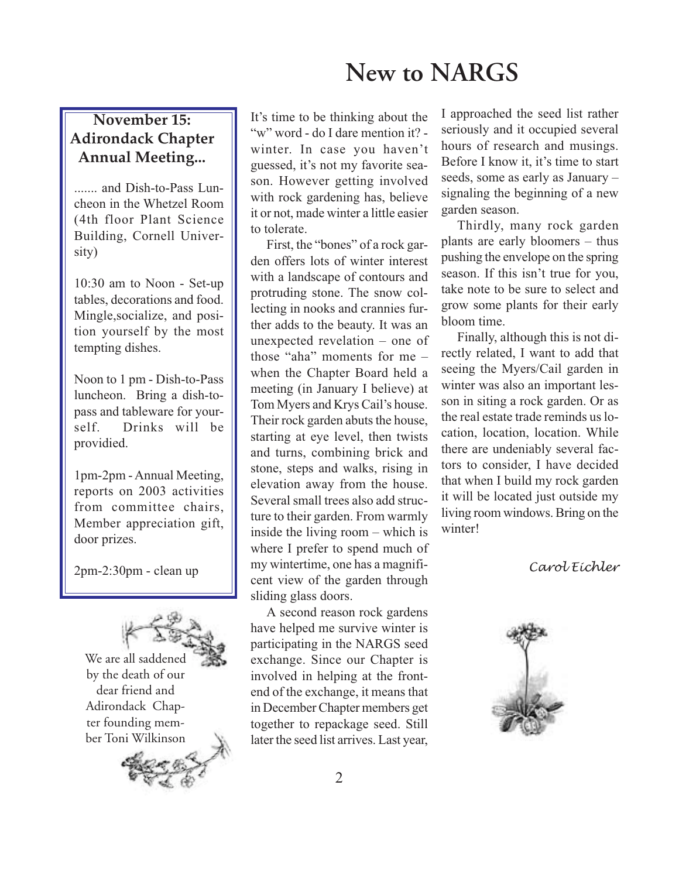# New to NARGS

**November 15: Adirondack Chapter Annual Meeting...**

....... and Dish-to-Pass Luncheon in the Whetzel Room (4th floor Plant Science Building, Cornell University)

10:30 am to Noon - Set-up tables, decorations and food. Mingle,socialize, and position yourself by the most tempting dishes.

Noon to 1 pm - Dish-to-Pass luncheon. Bring a dish-to-pass and tableware for yourself. Drinks will be providied.

1pm-2pm - Annual Meeting, reports on 2003 activities from committee chairs, Member appreciation gift, door prizes.

2pm-2:30pm - clean up

We are all saddened by the death of our dear friend and Adirondack Chapter founding member Toni Wilkinson

It's time to be thinking about the "w" word - do I dare mention it? - winter. In case you haven't guessed, it's not my favorite season. However getting involved with rock gardening has, believe it or not, made winter a little easier to tolerate.

First, the "bones" of a rock garden offers lots of winter interest with a landscape of contours and protruding stone. The snow collecting in nooks and crannies further adds to the beauty. It was an unexpected revelation – one of those "aha" moments for me – when the Chapter Board held a meeting (in January I believe) at Tom Myers and Krys Cail's house. Their rock garden abuts the house, starting at eye level, then twists and turns, combining brick and stone, steps and walks, rising in elevation away from the house. Several small trees also add structure to their garden. From warmly inside the living room – which is where I prefer to spend much of my wintertime, one has a magnificent view of the garden through sliding glass doors.

A second reason rock gardens have helped me survive winter is participating in the NARGS seed exchange. Since our Chapter is involved in helping at the front-end of the exchange, it means that in December Chapter members get together to repackage seed. Still later the seed list arrives. Last year, I approached the seed list rather seriously and it occupied several hours of research and musings. Before I know it, it's time to start seeds, some as early as January – signaling the beginning of a new garden season.

Thirdly, many rock garden plants are early bloomers – thus pushing the envelope on the spring season. If this isn't true for you, take note to be sure to select and grow some plants for their early bloom time.

Finally, although this is not directly related, I want to add that seeing the Myers/Cail garden in winter was also an important lesson in siting a rock garden. Or as the real estate trade reminds us location, location, location. While there are undeniably several factors to consider, I have decided that when I build my rock garden it will be located just outside my living room windows. Bring on the winter!

*Carol Eichler*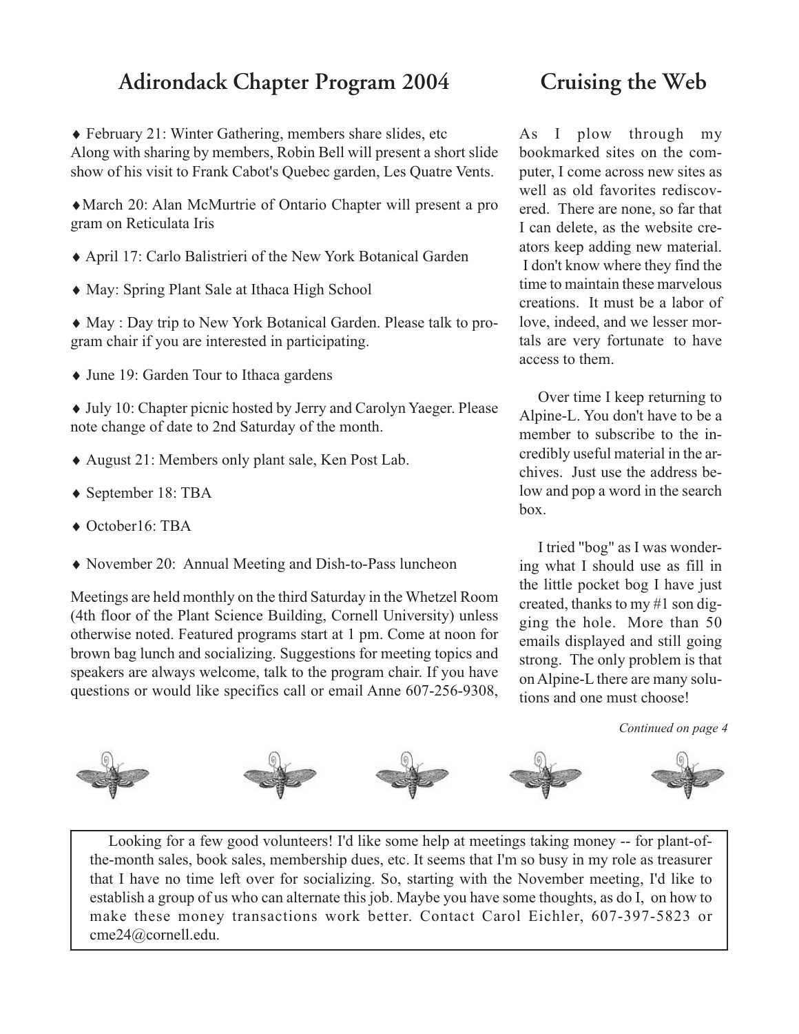## Adirondack Chapter Program 2004

♦ February 21: Winter Gathering, members share slides, etc
Along with sharing by members, Robin Bell will present a short slide show of his visit to Frank Cabot's Quebec garden, Les Quatre Vents.

♦ March 20: Alan McMurtrie of Ontario Chapter will present a pro gram on Reticulata Iris

♦ April 17: Carlo Balistrieri of the New York Botanical Garden

♦ May: Spring Plant Sale at Ithaca High School

♦ May : Day trip to New York Botanical Garden. Please talk to program chair if you are interested in participating.

♦ June 19: Garden Tour to Ithaca gardens

♦ July 10: Chapter picnic hosted by Jerry and Carolyn Yaeger. Please note change of date to 2nd Saturday of the month.

♦ August 21: Members only plant sale, Ken Post Lab.

♦ September 18: TBA

♦ October16: TBA

♦ November 20: Annual Meeting and Dish-to-Pass luncheon

Meetings are held monthly on the third Saturday in the Whetzel Room (4th floor of the Plant Science Building, Cornell University) unless otherwise noted. Featured programs start at 1 pm. Come at noon for brown bag lunch and socializing. Suggestions for meeting topics and speakers are always welcome, talk to the program chair. If you have questions or would like specifics call or email Anne 607-256-9308,

## Cruising the Web

As I plow through my bookmarked sites on the computer, I come across new sites as well as old favorites rediscovered. There are none, so far that I can delete, as the website creators keep adding new material. I don't know where they find the time to maintain these marvelous creations. It must be a labor of love, indeed, and we lesser mortals are very fortunate to have access to them.

Over time I keep returning to Alpine-L. You don't have to be a member to subscribe to the incredibly useful material in the archives. Just use the address below and pop a word in the search box.

I tried "bog" as I was wondering what I should use as fill in the little pocket bog I have just created, thanks to my #1 son digging the hole. More than 50 emails displayed and still going strong. The only problem is that on Alpine-L there are many solutions and one must choose!

*Continued on page 4*

Looking for a few good volunteers! I'd like some help at meetings taking money -- for plant-of-the-month sales, book sales, membership dues, etc. It seems that I'm so busy in my role as treasurer that I have no time left over for socializing. So, starting with the November meeting, I'd like to establish a group of us who can alternate this job. Maybe you have some thoughts, as do I, on how to make these money transactions work better. Contact Carol Eichler, 607-397-5823 or cme24@cornell.edu.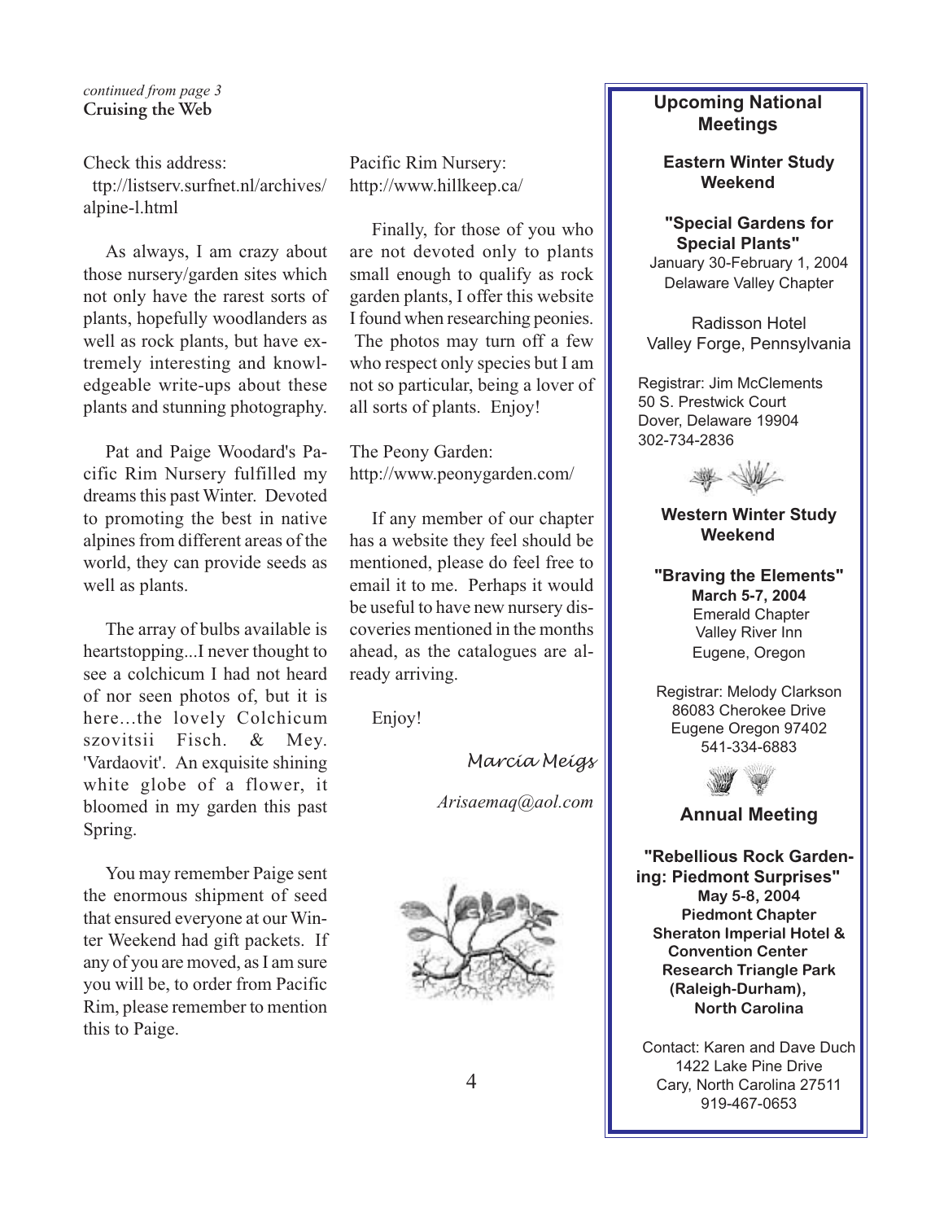*continued from page 3*

**Cruising the Web**

Check this address:
ttp://listserv.surfnet.nl/archives/alpine-l.html

As always, I am crazy about those nursery/garden sites which not only have the rarest sorts of plants, hopefully woodlanders as well as rock plants, but have extremely interesting and knowledgeable write-ups about these plants and stunning photography.

Pat and Paige Woodard's Pacific Rim Nursery fulfilled my dreams this past Winter. Devoted to promoting the best in native alpines from different areas of the world, they can provide seeds as well as plants.

The array of bulbs available is heartstopping...I never thought to see a colchicum I had not heard of nor seen photos of, but it is here...the lovely Colchicum szovitsii Fisch. & Mey. 'Vardaovit'. An exquisite shining white globe of a flower, it bloomed in my garden this past Spring.

You may remember Paige sent the enormous shipment of seed that ensured everyone at our Winter Weekend had gift packets. If any of you are moved, as I am sure you will be, to order from Pacific Rim, please remember to mention this to Paige.

Pacific Rim Nursery:
http://www.hillkeep.ca/

Finally, for those of you who are not devoted only to plants small enough to qualify as rock garden plants, I offer this website I found when researching peonies. The photos may turn off a few who respect only species but I am not so particular, being a lover of all sorts of plants. Enjoy!

The Peony Garden:
http://www.peonygarden.com/

If any member of our chapter has a website they feel should be mentioned, please do feel free to email it to me. Perhaps it would be useful to have new nursery discoveries mentioned in the months ahead, as the catalogues are already arriving.

Enjoy!

*Marcia Meigs*

*Arisaemaq@aol.com*

## Upcoming National Meetings

### Eastern Winter Study Weekend

**"Special Gardens for Special Plants"**
January 30-February 1, 2004
Delaware Valley Chapter

Radisson Hotel
Valley Forge, Pennsylvania

Registrar: Jim McClements
50 S. Prestwick Court
Dover, Delaware 19904
302-734-2836

### Western Winter Study Weekend

**"Braving the Elements"**
**March 5-7, 2004**
Emerald Chapter
Valley River Inn
Eugene, Oregon

Registrar: Melody Clarkson
86083 Cherokee Drive
Eugene Oregon 97402
541-334-6883

### Annual Meeting

**"Rebellious Rock Gardening: Piedmont Surprises"**
**May 5-8, 2004**
**Piedmont Chapter**
**Sheraton Imperial Hotel & Convention Center**
**Research Triangle Park (Raleigh-Durham), North Carolina**

Contact: Karen and Dave Duch
1422 Lake Pine Drive
Cary, North Carolina 27511
919-467-0653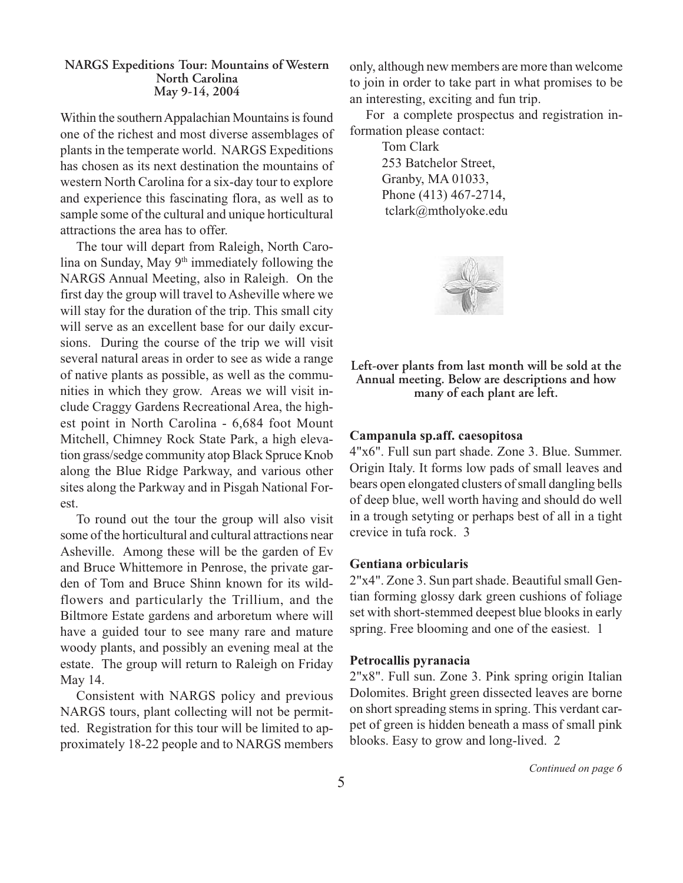### NARGS Expeditions Tour: Mountains of Western North Carolina
### May 9-14, 2004

Within the southern Appalachian Mountains is found one of the richest and most diverse assemblages of plants in the temperate world. NARGS Expeditions has chosen as its next destination the mountains of western North Carolina for a six-day tour to explore and experience this fascinating flora, as well as to sample some of the cultural and unique horticultural attractions the area has to offer.

The tour will depart from Raleigh, North Carolina on Sunday, May 9th immediately following the NARGS Annual Meeting, also in Raleigh. On the first day the group will travel to Asheville where we will stay for the duration of the trip. This small city will serve as an excellent base for our daily excursions. During the course of the trip we will visit several natural areas in order to see as wide a range of native plants as possible, as well as the communities in which they grow. Areas we will visit include Craggy Gardens Recreational Area, the highest point in North Carolina - 6,684 foot Mount Mitchell, Chimney Rock State Park, a high elevation grass/sedge community atop Black Spruce Knob along the Blue Ridge Parkway, and various other sites along the Parkway and in Pisgah National Forest.

To round out the tour the group will also visit some of the horticultural and cultural attractions near Asheville. Among these will be the garden of Ev and Bruce Whittemore in Penrose, the private garden of Tom and Bruce Shinn known for its wildflowers and particularly the Trillium, and the Biltmore Estate gardens and arboretum where will have a guided tour to see many rare and mature woody plants, and possibly an evening meal at the estate. The group will return to Raleigh on Friday May 14.

Consistent with NARGS policy and previous NARGS tours, plant collecting will not be permitted. Registration for this tour will be limited to approximately 18-22 people and to NARGS members only, although new members are more than welcome to join in order to take part in what promises to be an interesting, exciting and fun trip.

For a complete prospectus and registration information please contact:

Tom Clark
253 Batchelor Street,
Granby, MA 01033,
Phone (413) 467-2714,
tclark@mtholyoke.edu

**Left-over plants from last month will be sold at the Annual meeting. Below are descriptions and how many of each plant are left.**

**Campanula sp.aff. caesopitosa**
4"x6". Full sun part shade. Zone 3. Blue. Summer. Origin Italy. It forms low pads of small leaves and bears open elongated clusters of small dangling bells of deep blue, well worth having and should do well in a trough setyting or perhaps best of all in a tight crevice in tufa rock. 3

**Gentiana orbicularis**
2"x4". Zone 3. Sun part shade. Beautiful small Gentian forming glossy dark green cushions of foliage set with short-stemmed deepest blue blooks in early spring. Free blooming and one of the easiest. 1

**Petrocallis pyranacia**
2"x8". Full sun. Zone 3. Pink spring origin Italian Dolomites. Bright green dissected leaves are borne on short spreading stems in spring. This verdant carpet of green is hidden beneath a mass of small pink blooks. Easy to grow and long-lived. 2

*Continued on page 6*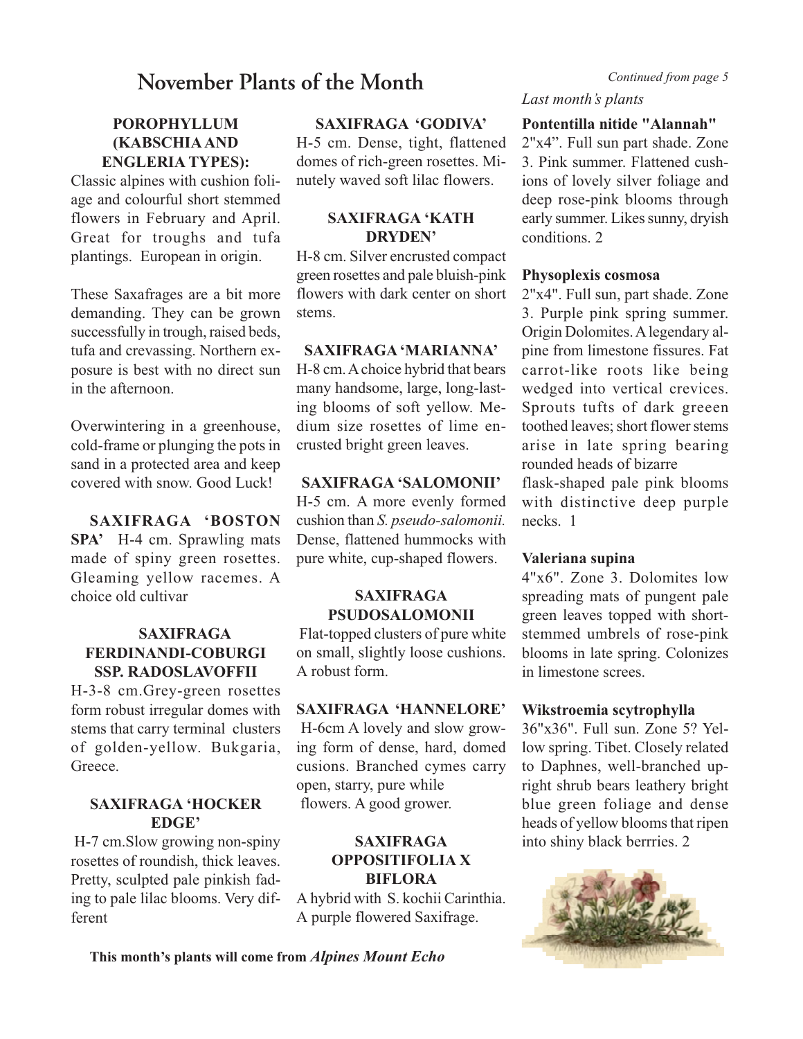# November Plants of the Month

### POROPHYLLUM (KABSCHIA AND ENGLERIA TYPES):

Classic alpines with cushion foliage and colourful short stemmed flowers in February and April. Great for troughs and tufa plantings. European in origin.

These Saxafrages are a bit more demanding. They can be grown successfully in trough, raised beds, tufa and crevassing. Northern exposure is best with no direct sun in the afternoon.

Overwintering in a greenhouse, cold-frame or plunging the pots in sand in a protected area and keep covered with snow. Good Luck!

**SAXIFRAGA 'BOSTON SPA'** H-4 cm. Sprawling mats made of spiny green rosettes. Gleaming yellow racemes. A choice old cultivar

**SAXIFRAGA FERDINANDI-COBURGI SSP. RADOSLAVOFFII**

H-3-8 cm.Grey-green rosettes form robust irregular domes with stems that carry terminal clusters of golden-yellow. Bukgaria, Greece.

**SAXIFRAGA 'HOCKER EDGE'**

H-7 cm.Slow growing non-spiny rosettes of roundish, thick leaves. Pretty, sculpted pale pinkish fading to pale lilac blooms. Very different

**SAXIFRAGA 'GODIVA'**

H-5 cm. Dense, tight, flattened domes of rich-green rosettes. Minutely waved soft lilac flowers.

**SAXIFRAGA 'KATH DRYDEN'**

H-8 cm. Silver encrusted compact green rosettes and pale bluish-pink flowers with dark center on short stems.

**SAXIFRAGA 'MARIANNA'**

H-8 cm. A choice hybrid that bears many handsome, large, long-lasting blooms of soft yellow. Medium size rosettes of lime encrusted bright green leaves.

**SAXIFRAGA 'SALOMONII'**

H-5 cm. A more evenly formed cushion than *S. pseudo-salomonii.* Dense, flattened hummocks with pure white, cup-shaped flowers.

**SAXIFRAGA PSUDOSALOMONII**

Flat-topped clusters of pure white on small, slightly loose cushions. A robust form.

**SAXIFRAGA 'HANNELORE'**

H-6cm A lovely and slow growing form of dense, hard, domed cusions. Branched cymes carry open, starry, pure while flowers. A good grower.

**SAXIFRAGA OPPOSITIFOLIA X BIFLORA**

A hybrid with S. kochii Carinthia. A purple flowered Saxifrage.

**This month's plants will come from *Alpines Mount Echo***

*Continued from page 5*

*Last month's plants*

**Pontentilla nitide "Alannah"**

2"x4". Full sun part shade. Zone 3. Pink summer. Flattened cushions of lovely silver foliage and deep rose-pink blooms through early summer. Likes sunny, dryish conditions. 2

**Physoplexis cosmosa**

2"x4". Full sun, part shade. Zone 3. Purple pink spring summer. Origin Dolomites. A legendary alpine from limestone fissures. Fat carrot-like roots like being wedged into vertical crevices. Sprouts tufts of dark greeen toothed leaves; short flower stems arise in late spring bearing rounded heads of bizarre flask-shaped pale pink blooms with distinctive deep purple necks. 1

**Valeriana supina**

4"x6". Zone 3. Dolomites low spreading mats of pungent pale green leaves topped with short-stemmed umbrels of rose-pink blooms in late spring. Colonizes in limestone screes.

**Wikstroemia scytrophylla**

36"x36". Full sun. Zone 5? Yellow spring. Tibet. Closely related to Daphnes, well-branched upright shrub bears leathery bright blue green foliage and dense heads of yellow blooms that ripen into shiny black berrries. 2